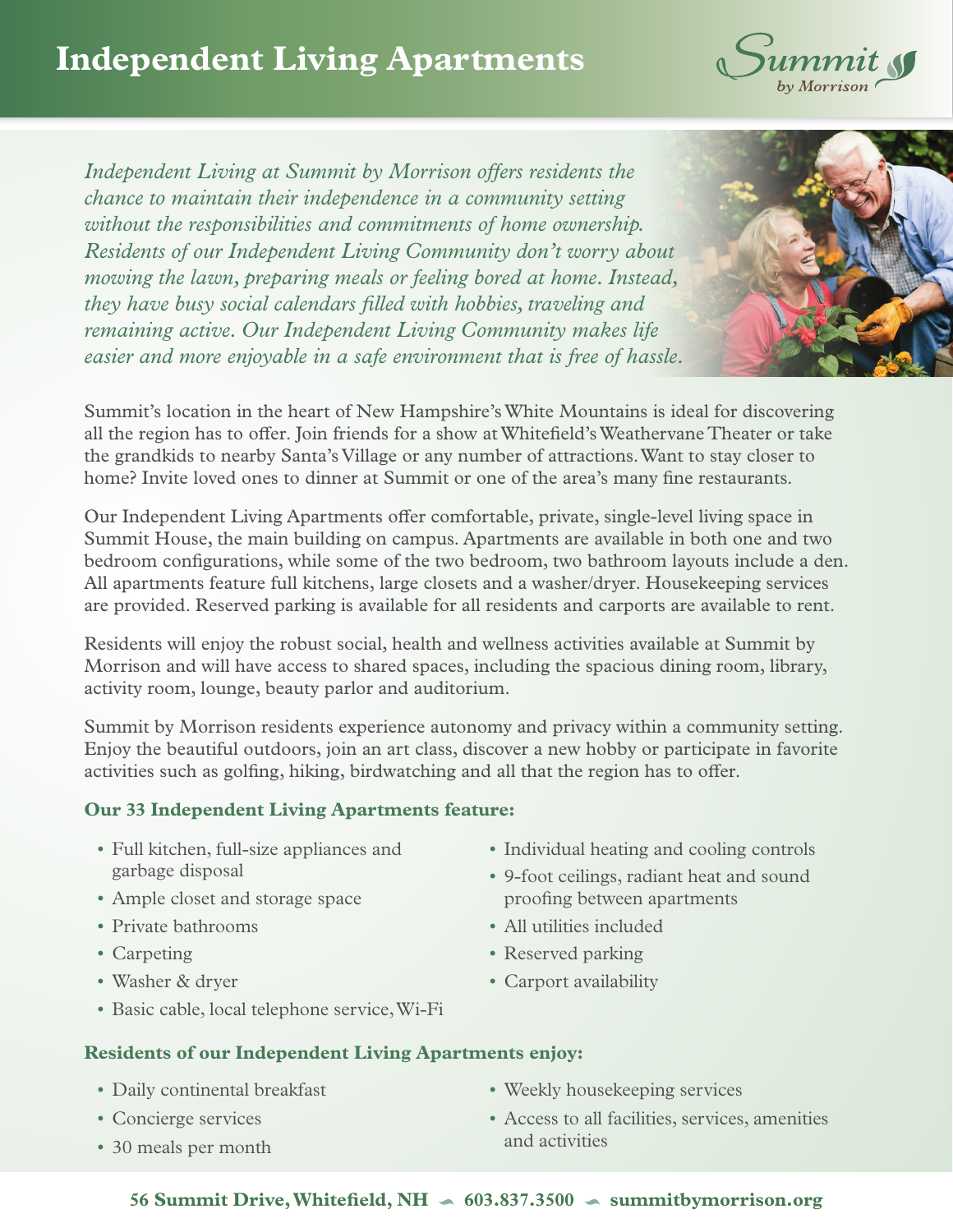# Independent Living Apartments

Summit by Morrison

*Independent Living at Summit by Morrison offers residents the chance to maintain their independence in a community setting without the responsibilities and commitments of home ownership. Residents of our Independent Living Community don't worry about mowing the lawn, preparing meals or feeling bored at home. Instead, they have busy social calendars filled with hobbies, traveling and remaining active. Our Independent Living Community makes life easier and more enjoyable in a safe environment that is free of hassle.*

Summit's location in the heart of New Hampshire's White Mountains is ideal for discovering all the region has to offer. Join friends for a show at Whitefield's Weathervane Theater or take the grandkids to nearby Santa's Village or any number of attractions. Want to stay closer to home? Invite loved ones to dinner at Summit or one of the area's many fine restaurants.

Our Independent Living Apartments offer comfortable, private, single-level living space in Summit House, the main building on campus. Apartments are available in both one and two bedroom configurations, while some of the two bedroom, two bathroom layouts include a den. All apartments feature full kitchens, large closets and a washer/dryer. Housekeeping services are provided. Reserved parking is available for all residents and carports are available to rent.

Residents will enjoy the robust social, health and wellness activities available at Summit by Morrison and will have access to shared spaces, including the spacious dining room, library, activity room, lounge, beauty parlor and auditorium.

Summit by Morrison residents experience autonomy and privacy within a community setting. Enjoy the beautiful outdoors, join an art class, discover a new hobby or participate in favorite activities such as golfing, hiking, birdwatching and all that the region has to offer.

### Our 33 Independent Living Apartments feature:

- Full kitchen, full-size appliances and garbage disposal
- Ample closet and storage space
- Private bathrooms
- Carpeting
- Washer & dryer
- Basic cable, local telephone service, Wi-Fi
- Individual heating and cooling controls
- 9-foot ceilings, radiant heat and sound proofing between apartments
- All utilities included
- Reserved parking
- Carport availability

### Residents of our Independent Living Apartments enjoy:

- Daily continental breakfast
- Concierge services
- 30 meals per month
- Weekly housekeeping services
- Access to all facilities, services, amenities and activities

**56 Summit Drive, Whitefield, NH • 603.837.3500 • summitbymorrison.org**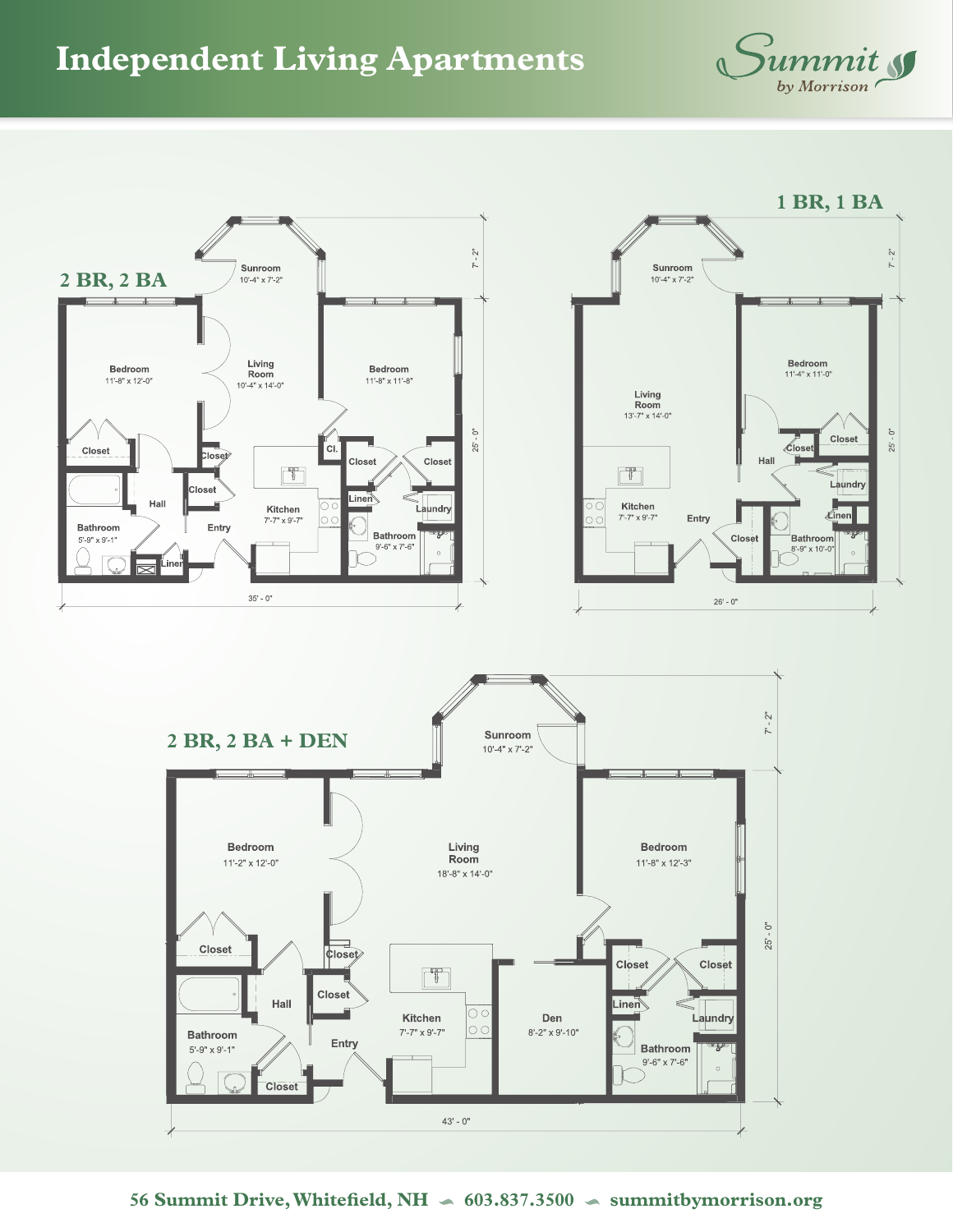# Independent Living Apartments

Summit by Morrison

## 2 BR, 2 BA

Sunroom
10'-4" x 7'-2"

Living Room
10'-4" x 14'-0"

Bedroom
11'-8" x 12'-0"

Bedroom
11'-8" x 11'-8"

Closet

Closet

Closet

Cl.

Closet

Closet

Hall

Kitchen
7'-7" x 9'-7"

Linen

Laundry

Bathroom
5'-9" x 9'-1"

Entry

Bathroom
9'-6" x 7'-6"

Linen

35' - 0"

7' - 2"

25' - 0"

## 1 BR, 1 BA

Sunroom
10'-4" x 7'-2"

Living Room
13'-7" x 14'-0"

Bedroom
11'-4" x 11'-0"

Closet

Closet

Hall

Laundry

Kitchen
7'-7" x 9'-7"

Entry

Linen

Closet

Bathroom
8'-9" x 10'-0"

26' - 0"

7' - 2"

25' - 0"

## 2 BR, 2 BA + DEN

Sunroom
10'-4" x 7'-2"

Bedroom
11'-2" x 12'-0"

Living Room
18'-8" x 14'-0"

Bedroom
11'-8" x 12'-3"

Closet

Closet

Hall

Closet

Closet

Closet

Linen

Laundry

Kitchen
7'-7" x 9'-7"

Den
8'-2" x 9'-10"

Bathroom
5'-9" x 9'-1"

Entry

Bathroom
9'-6" x 7'-6"

Closet

43' - 0"

7' - 2"

25' - 0"

56 Summit Drive, Whitefield, NH · 603.837.3500 · summitbymorrison.org